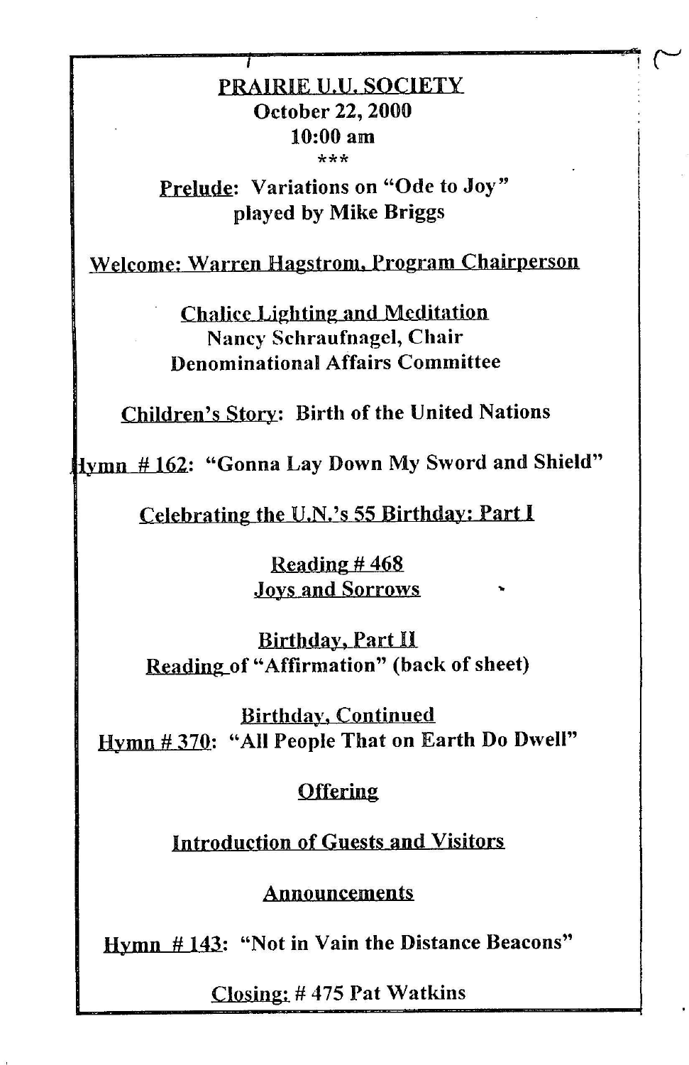# PRAIRIE U.U. SOCIETY

**October 22, 2000**

**10:00 am**

***

**Prelude: Variations on "Ode to Joy"**
**played by Mike Briggs**

**Welcome: Warren Hagstrom, Program Chairperson**

**Chalice Lighting and Meditation**
**Nancy Schraufnagel, Chair**
**Denominational Affairs Committee**

**Children's Story: Birth of the United Nations**

**Hymn # 162: "Gonna Lay Down My Sword and Shield"**

**Celebrating the U.N.'s 55 Birthday: Part I**

**Reading # 468**
**Joys and Sorrows**

**Birthday, Part II**
**Reading of "Affirmation" (back of sheet)**

**Birthday, Continued**
**Hymn # 370: "All People That on Earth Do Dwell"**

**Offering**

**Introduction of Guests and Visitors**

**Announcements**

**Hymn # 143: "Not in Vain the Distance Beacons"**

**Closing: # 475 Pat Watkins**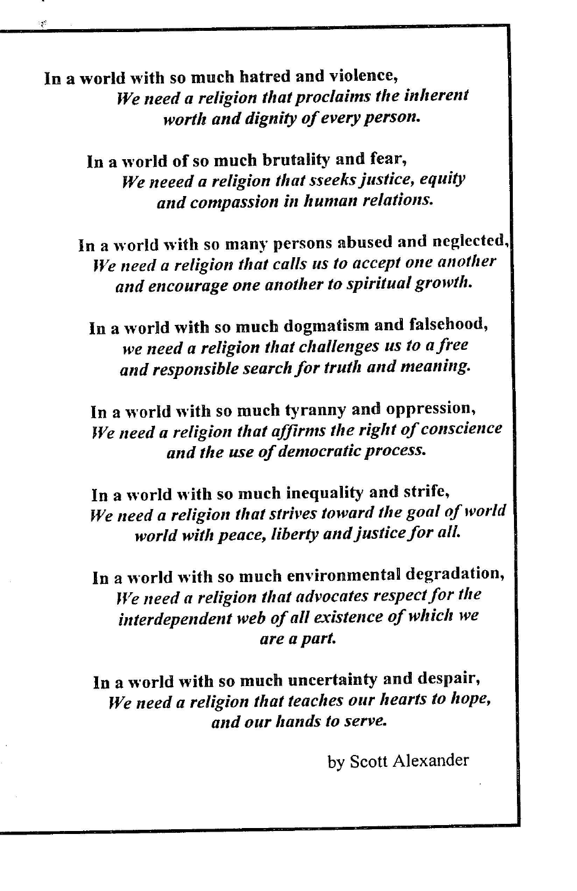**In a world with so much hatred and violence,**
***We need a religion that proclaims the inherent worth and dignity of every person.***

**In a world of so much brutality and fear,**
***We neeed a religion that sseeks justice, equity and compassion in human relations.***

**In a world with so many persons abused and neglected,**
***We need a religion that calls us to accept one another and encourage one another to spiritual growth.***

**In a world with so much dogmatism and falsehood,**
***we need a religion that challenges us to a free and responsible search for truth and meaning.***

**In a world with so much tyranny and oppression,**
***We need a religion that affirms the right of conscience and the use of democratic process.***

**In a world with so much inequality and strife,**
***We need a religion that strives toward the goal of world world with peace, liberty and justice for all.***

**In a world with so much environmental degradation,**
***We need a religion that advocates respect for the interdependent web of all existence of which we are a part.***

**In a world with so much uncertainty and despair,**
***We need a religion that teaches our hearts to hope, and our hands to serve.***

by Scott Alexander